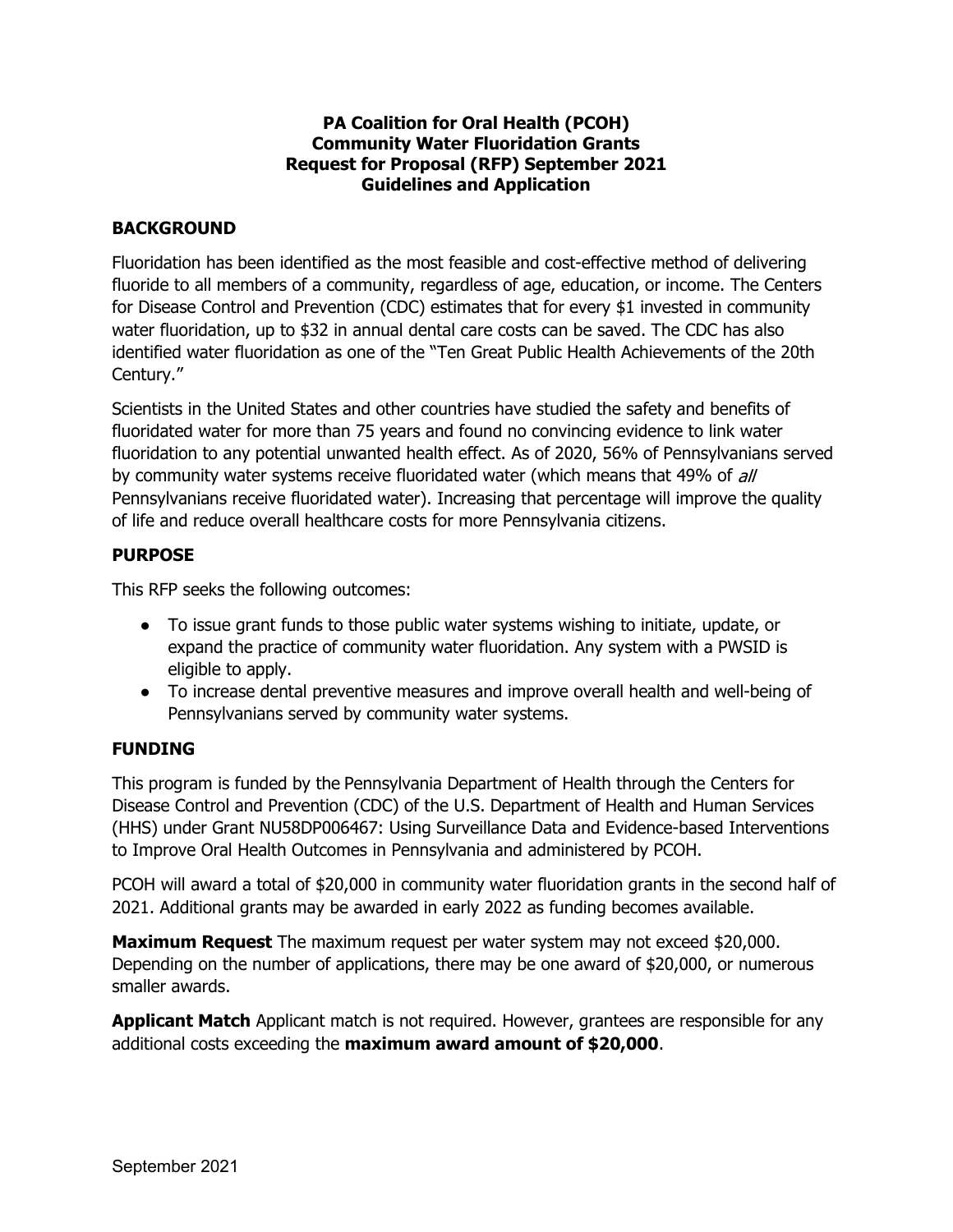# PA Coalition for Oral Health (PCOH)
# Community Water Fluoridation Grants
# Request for Proposal (RFP) September 2021
# Guidelines and Application

## BACKGROUND

Fluoridation has been identified as the most feasible and cost-effective method of delivering fluoride to all members of a community, regardless of age, education, or income. The Centers for Disease Control and Prevention (CDC) estimates that for every $1 invested in community water fluoridation, up to $32 in annual dental care costs can be saved. The CDC has also identified water fluoridation as one of the "Ten Great Public Health Achievements of the 20th Century."

Scientists in the United States and other countries have studied the safety and benefits of fluoridated water for more than 75 years and found no convincing evidence to link water fluoridation to any potential unwanted health effect. As of 2020, 56% of Pennsylvanians served by community water systems receive fluoridated water (which means that 49% of *all* Pennsylvanians receive fluoridated water). Increasing that percentage will improve the quality of life and reduce overall healthcare costs for more Pennsylvania citizens.

## PURPOSE

This RFP seeks the following outcomes:

- To issue grant funds to those public water systems wishing to initiate, update, or expand the practice of community water fluoridation. Any system with a PWSID is eligible to apply.
- To increase dental preventive measures and improve overall health and well-being of Pennsylvanians served by community water systems.

## FUNDING

This program is funded by the Pennsylvania Department of Health through the Centers for Disease Control and Prevention (CDC) of the U.S. Department of Health and Human Services (HHS) under Grant NU58DP006467: Using Surveillance Data and Evidence-based Interventions to Improve Oral Health Outcomes in Pennsylvania and administered by PCOH.

PCOH will award a total of $20,000 in community water fluoridation grants in the second half of 2021. Additional grants may be awarded in early 2022 as funding becomes available.

**Maximum Request** The maximum request per water system may not exceed $20,000. Depending on the number of applications, there may be one award of $20,000, or numerous smaller awards.

**Applicant Match** Applicant match is not required. However, grantees are responsible for any additional costs exceeding the **maximum award amount of $20,000**.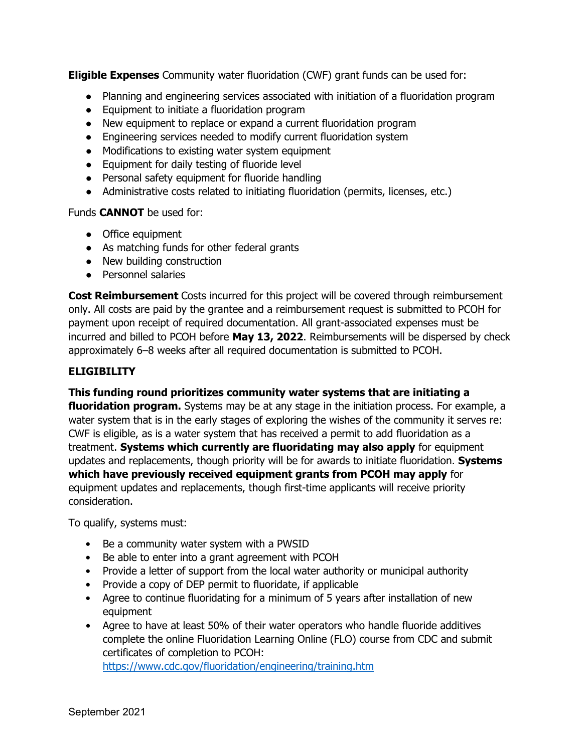**Eligible Expenses** Community water fluoridation (CWF) grant funds can be used for:

- Planning and engineering services associated with initiation of a fluoridation program
- Equipment to initiate a fluoridation program
- New equipment to replace or expand a current fluoridation program
- Engineering services needed to modify current fluoridation system
- Modifications to existing water system equipment
- Equipment for daily testing of fluoride level
- Personal safety equipment for fluoride handling
- Administrative costs related to initiating fluoridation (permits, licenses, etc.)

Funds **CANNOT** be used for:

- Office equipment
- As matching funds for other federal grants
- New building construction
- Personnel salaries

**Cost Reimbursement** Costs incurred for this project will be covered through reimbursement only. All costs are paid by the grantee and a reimbursement request is submitted to PCOH for payment upon receipt of required documentation. All grant-associated expenses must be incurred and billed to PCOH before **May 13, 2022**. Reimbursements will be dispersed by check approximately 6–8 weeks after all required documentation is submitted to PCOH.

## ELIGIBILITY

**This funding round prioritizes community water systems that are initiating a fluoridation program.** Systems may be at any stage in the initiation process. For example, a water system that is in the early stages of exploring the wishes of the community it serves re: CWF is eligible, as is a water system that has received a permit to add fluoridation as a treatment. **Systems which currently are fluoridating may also apply** for equipment updates and replacements, though priority will be for awards to initiate fluoridation. **Systems which have previously received equipment grants from PCOH may apply** for equipment updates and replacements, though first-time applicants will receive priority consideration.

To qualify, systems must:

- Be a community water system with a PWSID
- Be able to enter into a grant agreement with PCOH
- Provide a letter of support from the local water authority or municipal authority
- Provide a copy of DEP permit to fluoridate, if applicable
- Agree to continue fluoridating for a minimum of 5 years after installation of new equipment
- Agree to have at least 50% of their water operators who handle fluoride additives complete the online Fluoridation Learning Online (FLO) course from CDC and submit certificates of completion to PCOH: https://www.cdc.gov/fluoridation/engineering/training.htm

September 2021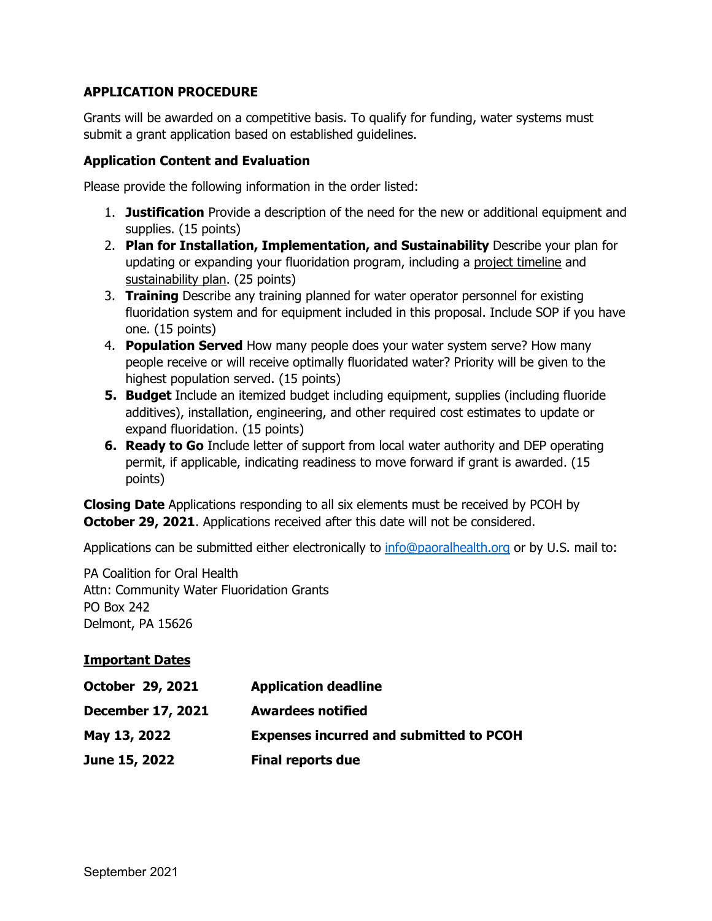## APPLICATION PROCEDURE

Grants will be awarded on a competitive basis. To qualify for funding, water systems must submit a grant application based on established guidelines.

### Application Content and Evaluation

Please provide the following information in the order listed:

1. **Justification** Provide a description of the need for the new or additional equipment and supplies. (15 points)
2. **Plan for Installation, Implementation, and Sustainability** Describe your plan for updating or expanding your fluoridation program, including a project timeline and sustainability plan. (25 points)
3. **Training** Describe any training planned for water operator personnel for existing fluoridation system and for equipment included in this proposal. Include SOP if you have one. (15 points)
4. **Population Served** How many people does your water system serve? How many people receive or will receive optimally fluoridated water? Priority will be given to the highest population served. (15 points)
5. **Budget** Include an itemized budget including equipment, supplies (including fluoride additives), installation, engineering, and other required cost estimates to update or expand fluoridation. (15 points)
6. **Ready to Go** Include letter of support from local water authority and DEP operating permit, if applicable, indicating readiness to move forward if grant is awarded. (15 points)

**Closing Date** Applications responding to all six elements must be received by PCOH by **October 29, 2021**. Applications received after this date will not be considered.

Applications can be submitted either electronically to info@paoralhealth.org or by U.S. mail to:

PA Coalition for Oral Health  
Attn: Community Water Fluoridation Grants  
PO Box 242  
Delmont, PA 15626

**Important Dates**

| | |
|---|---|
| **October 29, 2021** | **Application deadline** |
| **December 17, 2021** | **Awardees notified** |
| **May 13, 2022** | **Expenses incurred and submitted to PCOH** |
| **June 15, 2022** | **Final reports due** |

September 2021